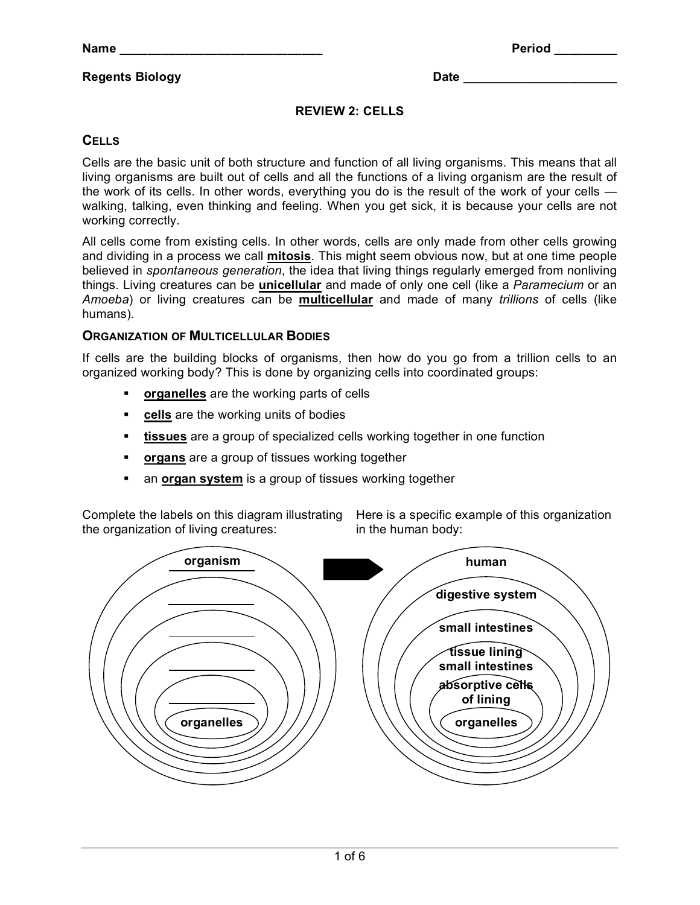Name ______________________________ Period _________

Regents Biology Date ______________________

## REVIEW 2: CELLS

### CELLS

Cells are the basic unit of both structure and function of all living organisms. This means that all living organisms are built out of cells and all the functions of a living organism are the result of the work of its cells. In other words, everything you do is the result of the work of your cells — walking, talking, even thinking and feeling. When you get sick, it is because your cells are not working correctly.

All cells come from existing cells. In other words, cells are only made from other cells growing and dividing in a process we call **mitosis**. This might seem obvious now, but at one time people believed in *spontaneous generation*, the idea that living things regularly emerged from nonliving things. Living creatures can be **unicellular** and made of only one cell (like a *Paramecium* or an *Amoeba*) or living creatures can be **multicellular** and made of many *trillions* of cells (like humans).

### ORGANIZATION OF MULTICELLULAR BODIES

If cells are the building blocks of organisms, then how do you go from a trillion cells to an organized working body? This is done by organizing cells into coordinated groups:

- **organelles** are the working parts of cells
- **cells** are the working units of bodies
- **tissues** are a group of specialized cells working together in one function
- **organs** are a group of tissues working together
- an **organ system** is a group of tissues working together

Complete the labels on this diagram illustrating the organization of living creatures:

- organism
- ____________
- ____________
- ____________
- ____________
- organelles

Here is a specific example of this organization in the human body:

- human
- digestive system
- small intestines
- tissue lining small intestines
- absorptive cells of lining
- organelles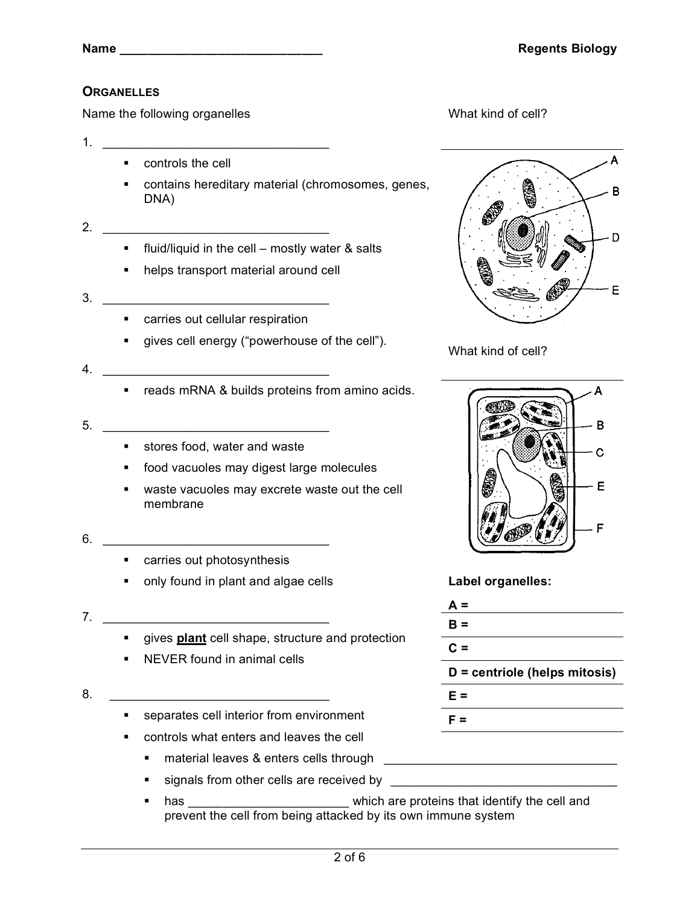Name ______________________________ Regents Biology

## ORGANELLES

Name the following organelles

1. ________________________________
   - controls the cell
   - contains hereditary material (chromosomes, genes, DNA)

2. ________________________________
   - fluid/liquid in the cell – mostly water & salts
   - helps transport material around cell

3. ________________________________
   - carries out cellular respiration
   - gives cell energy ("powerhouse of the cell").

4. ________________________________
   - reads mRNA & builds proteins from amino acids.

5. ________________________________
   - stores food, water and waste
   - food vacuoles may digest large molecules
   - waste vacuoles may excrete waste out the cell membrane

6. ________________________________
   - carries out photosynthesis
   - only found in plant and algae cells

7. ________________________________
   - gives **plant** cell shape, structure and protection
   - NEVER found in animal cells

8. ________________________________
   - separates cell interior from environment
   - controls what enters and leaves the cell
     - material leaves & enters cells through ________________________________
     - signals from other cells are received by ________________________________
     - has ______________________ which are proteins that identify the cell and prevent the cell from being attacked by its own immune system

What kind of cell?

________________________________

A, B, D, E

What kind of cell?

________________________________

A, B, C, E, F

**Label organelles:**

**A =** ________________

**B =** ________________

**C =** ________________

**D = centriole (helps mitosis)**

**E =** ________________

**F =** ________________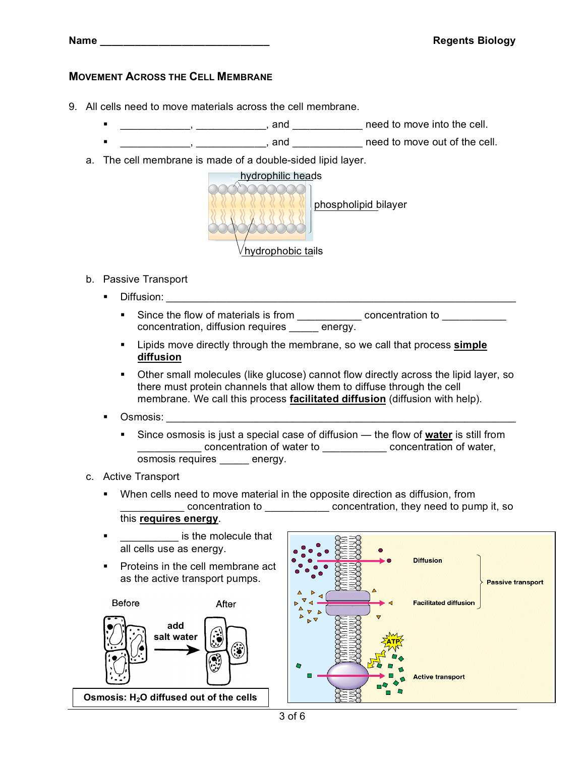Name ______________________________ Regents Biology

## Movement Across the Cell Membrane

9. All cells need to move materials across the cell membrane.
   - ____________, ____________, and ____________ need to move into the cell.
   - ____________, ____________, and ____________ need to move out of the cell.

   a. The cell membrane is made of a double-sided lipid layer.

   hydrophilic heads

   phospholipid bilayer

   hydrophobic tails

   b. Passive Transport
   - Diffusion: ____________________________________________________________
     - Since the flow of materials is from ___________ concentration to ___________ concentration, diffusion requires _____ energy.
     - Lipids move directly through the membrane, so we call that process **simple diffusion**
     - Other small molecules (like glucose) cannot flow directly across the lipid layer, so there must protein channels that allow them to diffuse through the cell membrane. We call this process **facilitated diffusion** (diffusion with help).
   - Osmosis: ____________________________________________________________
     - Since osmosis is just a special case of diffusion — the flow of **water** is still from ___________ concentration of water to ___________ concentration of water, osmosis requires _____ energy.

   c. Active Transport
   - When cells need to move material in the opposite direction as diffusion, from ___________ concentration to ___________ concentration, they need to pump it, so this **requires energy**.
   - __________ is the molecule that all cells use as energy.
   - Proteins in the cell membrane act as the active transport pumps.

Before | add salt water | After

**Osmosis: $H_2O$ diffused out of the cells**

Diffusion | Facilitated diffusion | Passive transport | ATP | Active transport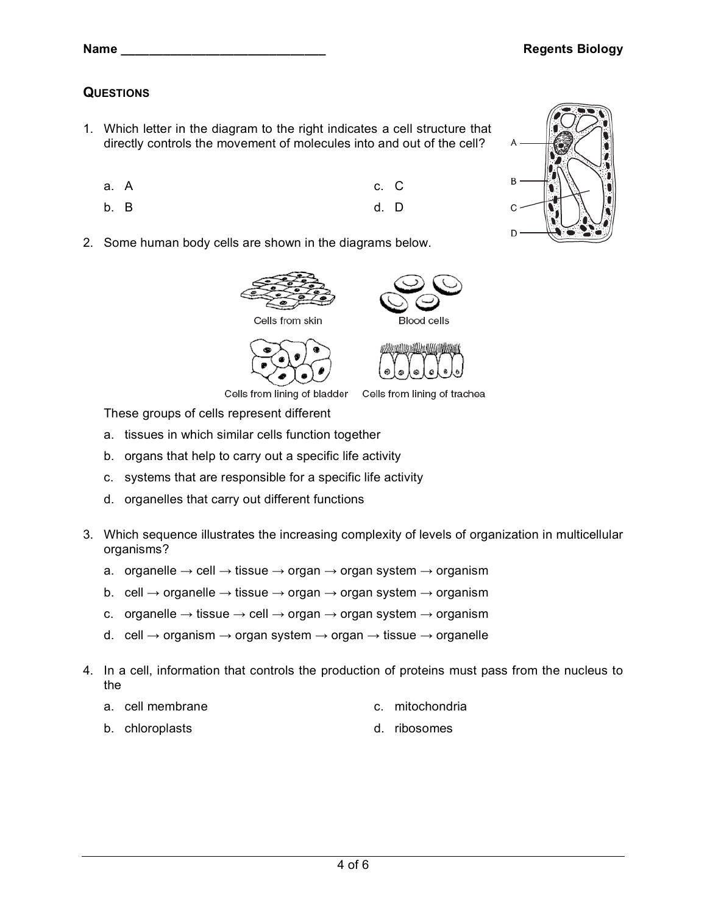**Name** _____________________________ **Regents Biology**

## QUESTIONS

1. Which letter in the diagram to the right indicates a cell structure that directly controls the movement of molecules into and out of the cell?

   a. A
   b. B
   c. C
   d. D

2. Some human body cells are shown in the diagrams below.

   Cells from skin
   Blood cells
   Cells from lining of bladder
   Cells from lining of trachea

   These groups of cells represent different

   a. tissues in which similar cells function together
   b. organs that help to carry out a specific life activity
   c. systems that are responsible for a specific life activity
   d. organelles that carry out different functions

3. Which sequence illustrates the increasing complexity of levels of organization in multicellular organisms?

   a. organelle → cell → tissue → organ → organ system → organism
   b. cell → organelle → tissue → organ → organ system → organism
   c. organelle → tissue → cell → organ → organ system → organism
   d. cell → organism → organ system → organ → tissue → organelle

4. In a cell, information that controls the production of proteins must pass from the nucleus to the

   a. cell membrane
   b. chloroplasts
   c. mitochondria
   d. ribosomes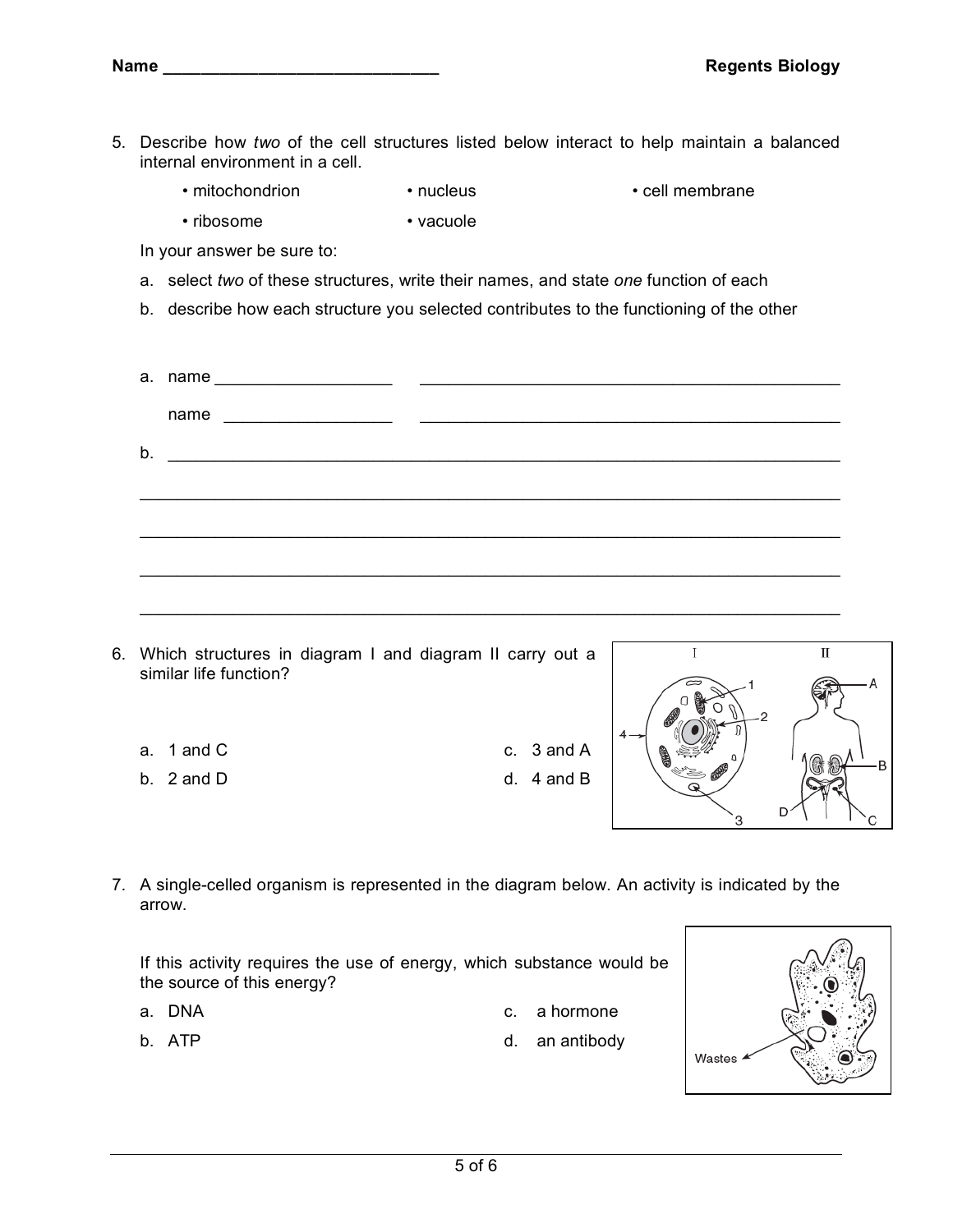5. Describe how *two* of the cell structures listed below interact to help maintain a balanced internal environment in a cell.

   • mitochondrion • nucleus • cell membrane

   • ribosome • vacuole

   In your answer be sure to:

   a. select *two* of these structures, write their names, and state *one* function of each

   b. describe how each structure you selected contributes to the functioning of the other

   a. name ___________________ _______________________________________________

      name __________________ _______________________________________________

   b. ________________________________________________________________________

   ___________________________________________________________________________

   ___________________________________________________________________________

   ___________________________________________________________________________

   ___________________________________________________________________________

6. Which structures in diagram I and diagram II carry out a similar life function?

   a. 1 and C
   b. 2 and D
   c. 3 and A
   d. 4 and B

7. A single-celled organism is represented in the diagram below. An activity is indicated by the arrow.

   If this activity requires the use of energy, which substance would be the source of this energy?

   a. DNA
   b. ATP
   c. a hormone
   d. an antibody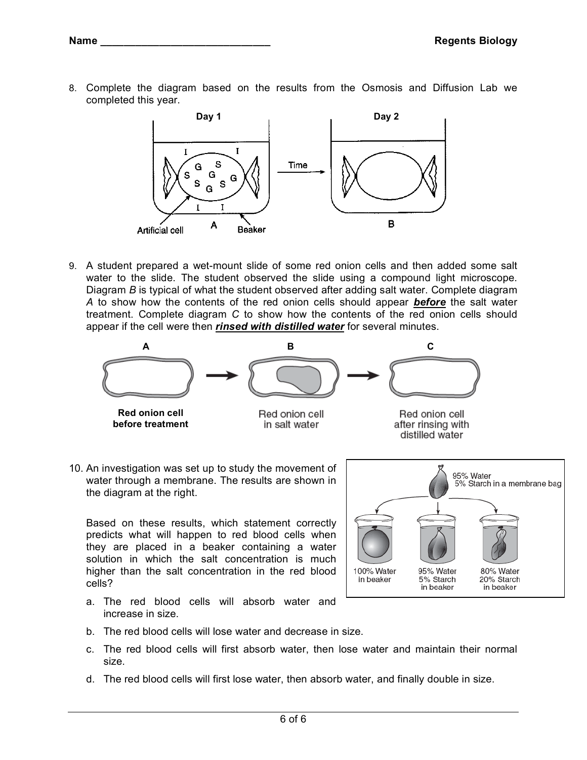Name ______________________________ **Regents Biology**

8. Complete the diagram based on the results from the Osmosis and Diffusion Lab we completed this year.

Day 1

Day 2

Time

Artificial cell

A

Beaker

B

9. A student prepared a wet-mount slide of some red onion cells and then added some salt water to the slide. The student observed the slide using a compound light microscope. Diagram *B* is typical of what the student observed after adding salt water. Complete diagram *A* to show how the contents of the red onion cells should appear ***before*** the salt water treatment. Complete diagram *C* to show how the contents of the red onion cells should appear if the cell were then ***rinsed with distilled water*** for several minutes.

**A** — **Red onion cell before treatment**

**B** — Red onion cell in salt water

**C** — Red onion cell after rinsing with distilled water

10. An investigation was set up to study the movement of water through a membrane. The results are shown in the diagram at the right.

95% Water
5% Starch in a membrane bag

100% Water in beaker

95% Water 5% Starch in beaker

80% Water 20% Starch in beaker

Based on these results, which statement correctly predicts what will happen to red blood cells when they are placed in a beaker containing a water solution in which the salt concentration is much higher than the salt concentration in the red blood cells?

a. The red blood cells will absorb water and increase in size.

b. The red blood cells will lose water and decrease in size.

c. The red blood cells will first absorb water, then lose water and maintain their normal size.

d. The red blood cells will first lose water, then absorb water, and finally double in size.